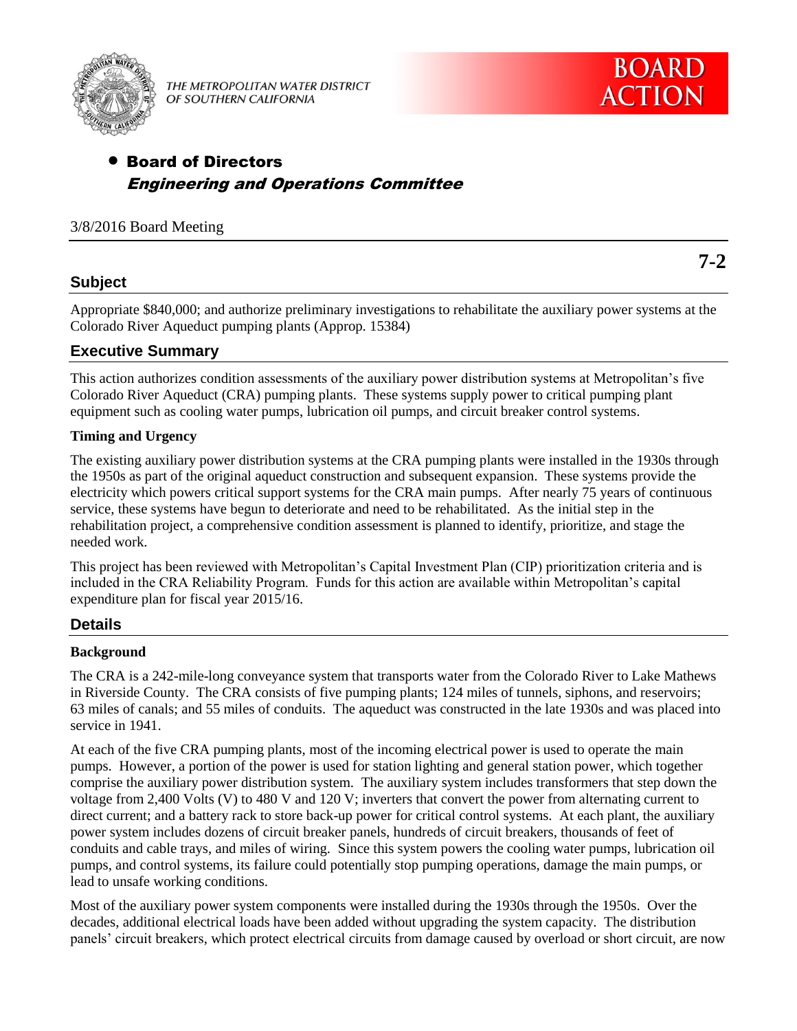THE METROPOLITAN WATER DISTRICT OF SOUTHERN CALIFORNIA

**BOARD ACTION**

- **Board of Directors**
  ***Engineering and Operations Committee***

3/8/2016 Board Meeting

**7-2**

## Subject

Appropriate $840,000; and authorize preliminary investigations to rehabilitate the auxiliary power systems at the Colorado River Aqueduct pumping plants (Approp. 15384)

## Executive Summary

This action authorizes condition assessments of the auxiliary power distribution systems at Metropolitan's five Colorado River Aqueduct (CRA) pumping plants. These systems supply power to critical pumping plant equipment such as cooling water pumps, lubrication oil pumps, and circuit breaker control systems.

### Timing and Urgency

The existing auxiliary power distribution systems at the CRA pumping plants were installed in the 1930s through the 1950s as part of the original aqueduct construction and subsequent expansion. These systems provide the electricity which powers critical support systems for the CRA main pumps. After nearly 75 years of continuous service, these systems have begun to deteriorate and need to be rehabilitated. As the initial step in the rehabilitation project, a comprehensive condition assessment is planned to identify, prioritize, and stage the needed work.

This project has been reviewed with Metropolitan's Capital Investment Plan (CIP) prioritization criteria and is included in the CRA Reliability Program. Funds for this action are available within Metropolitan's capital expenditure plan for fiscal year 2015/16.

## Details

### Background

The CRA is a 242-mile-long conveyance system that transports water from the Colorado River to Lake Mathews in Riverside County. The CRA consists of five pumping plants; 124 miles of tunnels, siphons, and reservoirs; 63 miles of canals; and 55 miles of conduits. The aqueduct was constructed in the late 1930s and was placed into service in 1941.

At each of the five CRA pumping plants, most of the incoming electrical power is used to operate the main pumps. However, a portion of the power is used for station lighting and general station power, which together comprise the auxiliary power distribution system. The auxiliary system includes transformers that step down the voltage from 2,400 Volts (V) to 480 V and 120 V; inverters that convert the power from alternating current to direct current; and a battery rack to store back-up power for critical control systems. At each plant, the auxiliary power system includes dozens of circuit breaker panels, hundreds of circuit breakers, thousands of feet of conduits and cable trays, and miles of wiring. Since this system powers the cooling water pumps, lubrication oil pumps, and control systems, its failure could potentially stop pumping operations, damage the main pumps, or lead to unsafe working conditions.

Most of the auxiliary power system components were installed during the 1930s through the 1950s. Over the decades, additional electrical loads have been added without upgrading the system capacity. The distribution panels' circuit breakers, which protect electrical circuits from damage caused by overload or short circuit, are now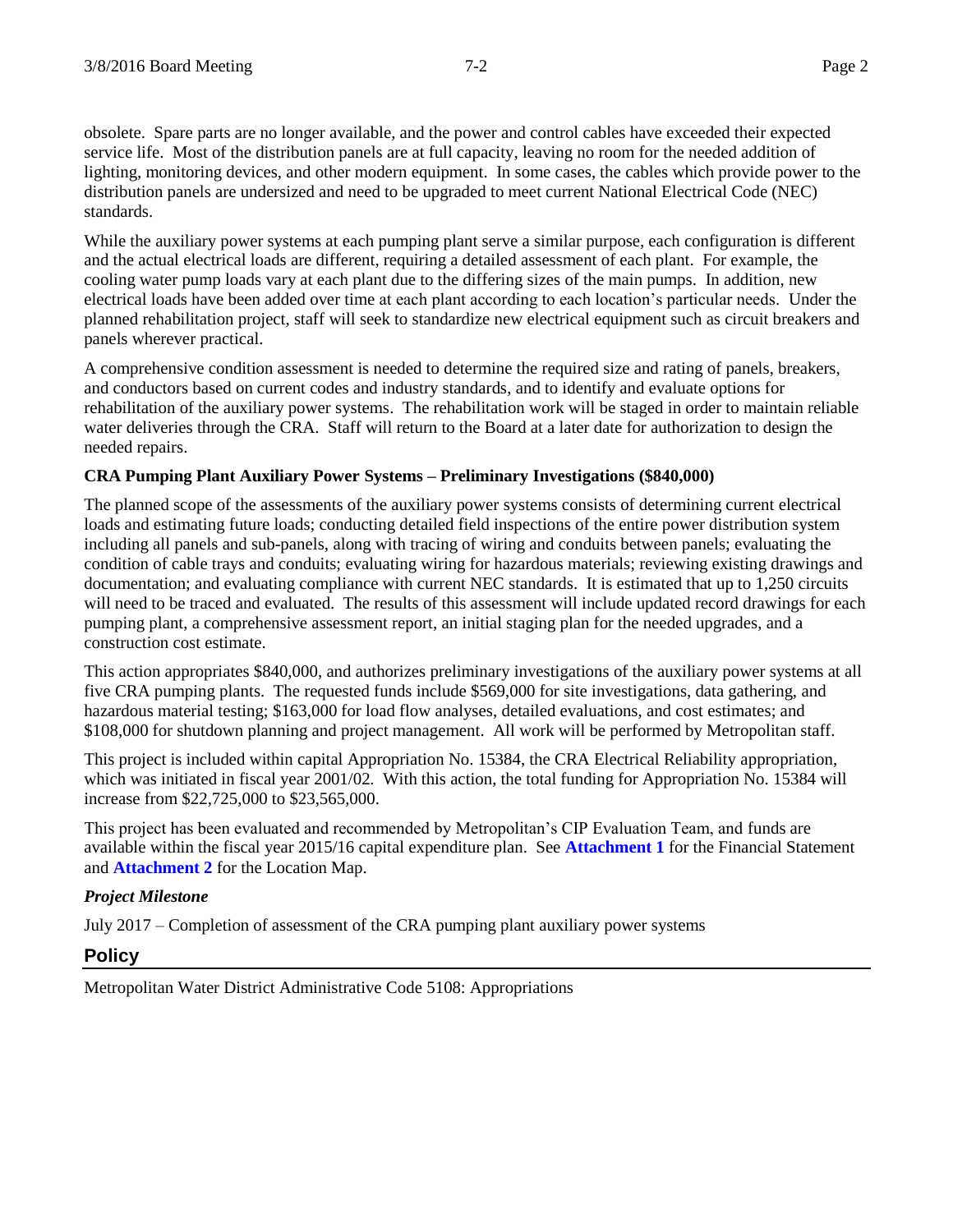obsolete. Spare parts are no longer available, and the power and control cables have exceeded their expected service life. Most of the distribution panels are at full capacity, leaving no room for the needed addition of lighting, monitoring devices, and other modern equipment. In some cases, the cables which provide power to the distribution panels are undersized and need to be upgraded to meet current National Electrical Code (NEC) standards.

While the auxiliary power systems at each pumping plant serve a similar purpose, each configuration is different and the actual electrical loads are different, requiring a detailed assessment of each plant. For example, the cooling water pump loads vary at each plant due to the differing sizes of the main pumps. In addition, new electrical loads have been added over time at each plant according to each location's particular needs. Under the planned rehabilitation project, staff will seek to standardize new electrical equipment such as circuit breakers and panels wherever practical.

A comprehensive condition assessment is needed to determine the required size and rating of panels, breakers, and conductors based on current codes and industry standards, and to identify and evaluate options for rehabilitation of the auxiliary power systems. The rehabilitation work will be staged in order to maintain reliable water deliveries through the CRA. Staff will return to the Board at a later date for authorization to design the needed repairs.

**CRA Pumping Plant Auxiliary Power Systems – Preliminary Investigations ($840,000)**

The planned scope of the assessments of the auxiliary power systems consists of determining current electrical loads and estimating future loads; conducting detailed field inspections of the entire power distribution system including all panels and sub-panels, along with tracing of wiring and conduits between panels; evaluating the condition of cable trays and conduits; evaluating wiring for hazardous materials; reviewing existing drawings and documentation; and evaluating compliance with current NEC standards. It is estimated that up to 1,250 circuits will need to be traced and evaluated. The results of this assessment will include updated record drawings for each pumping plant, a comprehensive assessment report, an initial staging plan for the needed upgrades, and a construction cost estimate.

This action appropriates $840,000, and authorizes preliminary investigations of the auxiliary power systems at all five CRA pumping plants. The requested funds include $569,000 for site investigations, data gathering, and hazardous material testing; $163,000 for load flow analyses, detailed evaluations, and cost estimates; and $108,000 for shutdown planning and project management. All work will be performed by Metropolitan staff.

This project is included within capital Appropriation No. 15384, the CRA Electrical Reliability appropriation, which was initiated in fiscal year 2001/02. With this action, the total funding for Appropriation No. 15384 will increase from $22,725,000 to $23,565,000.

This project has been evaluated and recommended by Metropolitan's CIP Evaluation Team, and funds are available within the fiscal year 2015/16 capital expenditure plan. See **Attachment 1** for the Financial Statement and **Attachment 2** for the Location Map.

***Project Milestone***

July 2017 – Completion of assessment of the CRA pumping plant auxiliary power systems

## Policy

Metropolitan Water District Administrative Code 5108: Appropriations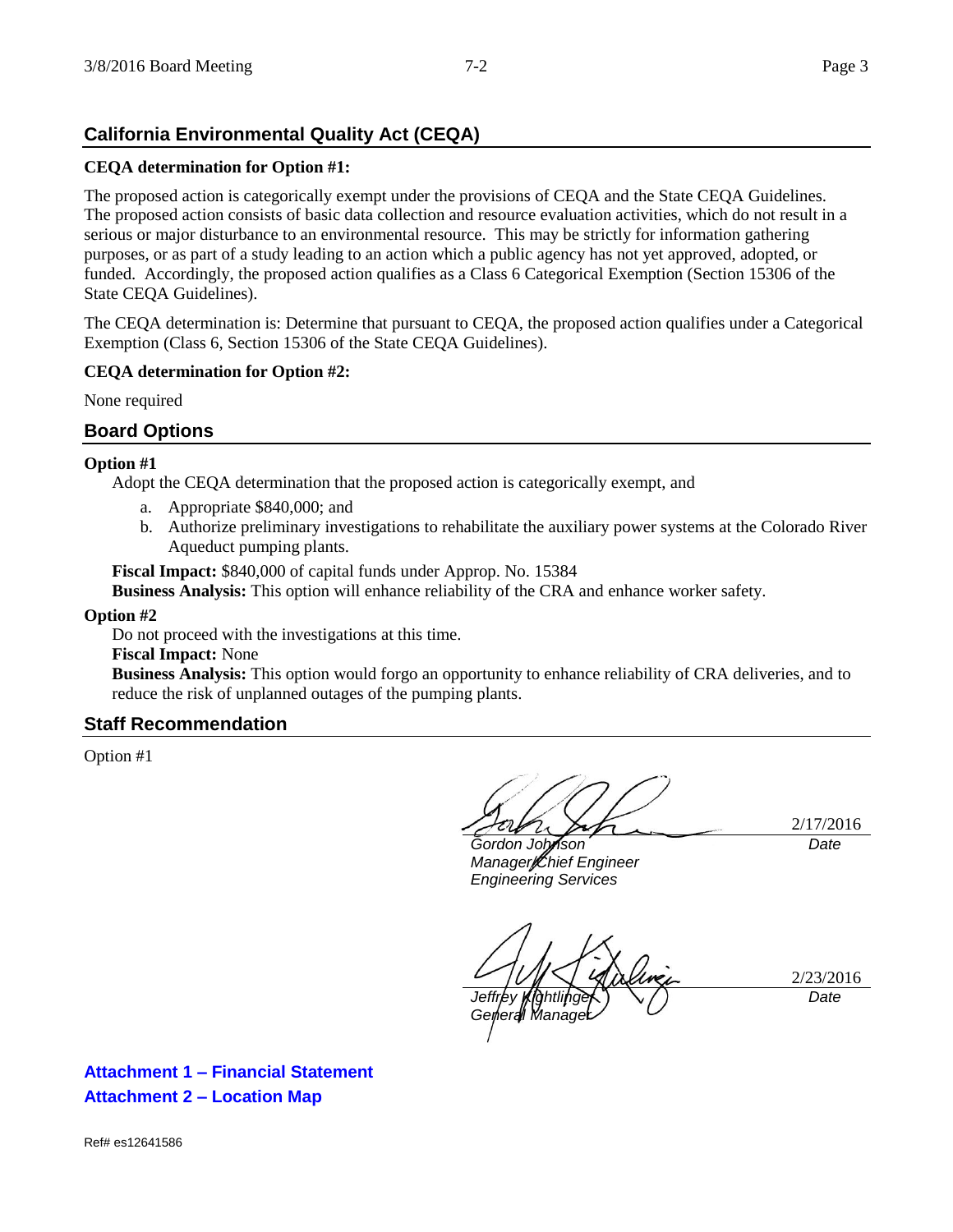## California Environmental Quality Act (CEQA)

**CEQA determination for Option #1:**

The proposed action is categorically exempt under the provisions of CEQA and the State CEQA Guidelines. The proposed action consists of basic data collection and resource evaluation activities, which do not result in a serious or major disturbance to an environmental resource. This may be strictly for information gathering purposes, or as part of a study leading to an action which a public agency has not yet approved, adopted, or funded. Accordingly, the proposed action qualifies as a Class 6 Categorical Exemption (Section 15306 of the State CEQA Guidelines).

The CEQA determination is: Determine that pursuant to CEQA, the proposed action qualifies under a Categorical Exemption (Class 6, Section 15306 of the State CEQA Guidelines).

**CEQA determination for Option #2:**

None required

## Board Options

**Option #1**

Adopt the CEQA determination that the proposed action is categorically exempt, and

a. Appropriate $840,000; and
b. Authorize preliminary investigations to rehabilitate the auxiliary power systems at the Colorado River Aqueduct pumping plants.

**Fiscal Impact:** $840,000 of capital funds under Approp. No. 15384
**Business Analysis:** This option will enhance reliability of the CRA and enhance worker safety.

**Option #2**

Do not proceed with the investigations at this time.
**Fiscal Impact:** None
**Business Analysis:** This option would forgo an opportunity to enhance reliability of CRA deliveries, and to reduce the risk of unplanned outages of the pumping plants.

## Staff Recommendation

Option #1

| | |
|---|---|
| *Gordon Johnson*<br>*Manager/Chief Engineer*<br>*Engineering Services* | 2/17/2016<br>*Date* |
| *Jeffrey Kightlinger*<br>*General Manager* | 2/23/2016<br>*Date* |

**Attachment 1 – Financial Statement**

**Attachment 2 – Location Map**

Ref# es12641586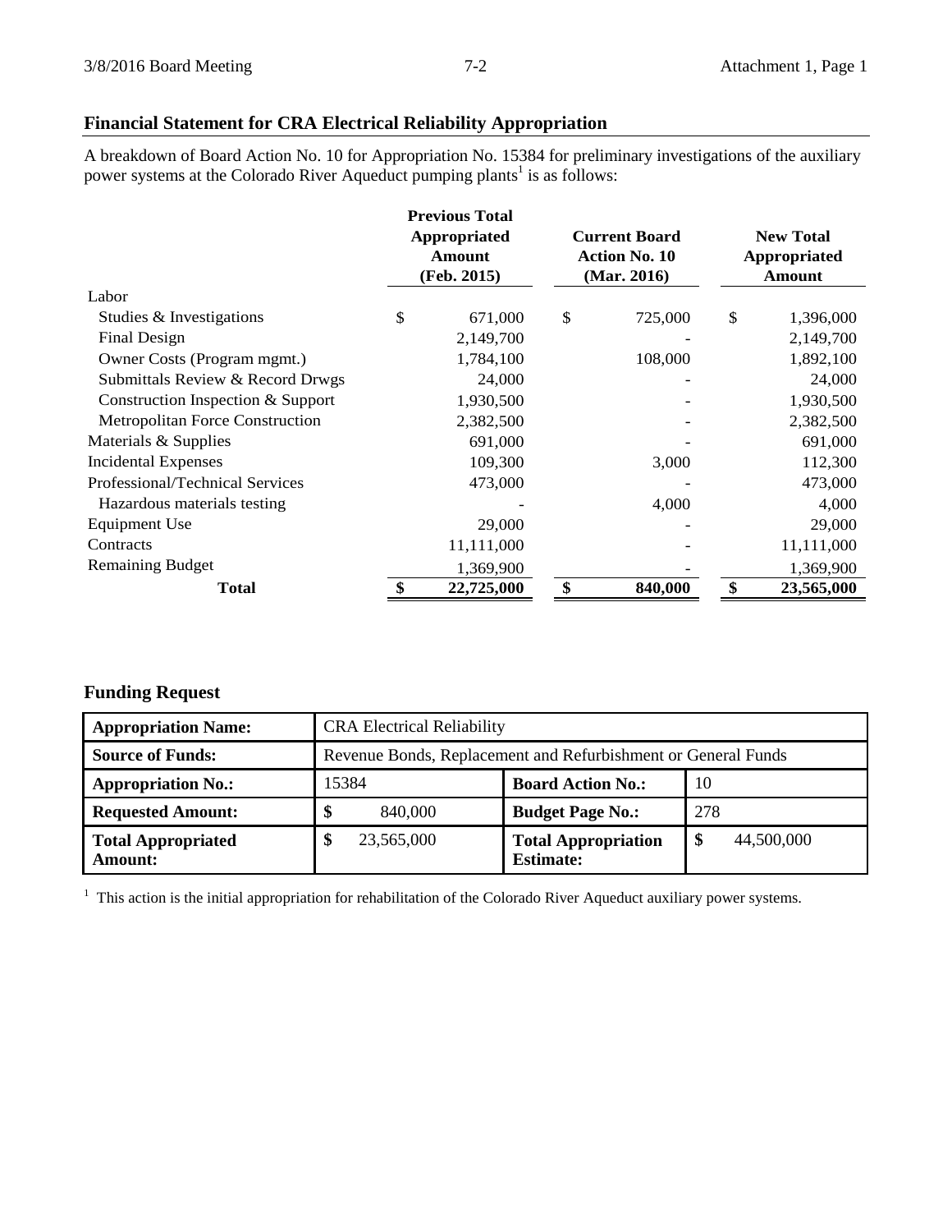## Financial Statement for CRA Electrical Reliability Appropriation

A breakdown of Board Action No. 10 for Appropriation No. 15384 for preliminary investigations of the auxiliary power systems at the Colorado River Aqueduct pumping plants[1] is as follows:

| | Previous Total Appropriated Amount (Feb. 2015) | Current Board Action No. 10 (Mar. 2016) | New Total Appropriated Amount |
|---|---|---|---|
| Labor | | | |
| Studies & Investigations | $ 671,000 | $ 725,000 | $ 1,396,000 |
| Final Design | 2,149,700 | - | 2,149,700 |
| Owner Costs (Program mgmt.) | 1,784,100 | 108,000 | 1,892,100 |
| Submittals Review & Record Drwgs | 24,000 | - | 24,000 |
| Construction Inspection & Support | 1,930,500 | - | 1,930,500 |
| Metropolitan Force Construction | 2,382,500 | - | 2,382,500 |
| Materials & Supplies | 691,000 | - | 691,000 |
| Incidental Expenses | 109,300 | 3,000 | 112,300 |
| Professional/Technical Services | 473,000 | - | 473,000 |
| Hazardous materials testing | - | 4,000 | 4,000 |
| Equipment Use | 29,000 | - | 29,000 |
| Contracts | 11,111,000 | - | 11,111,000 |
| Remaining Budget | 1,369,900 | - | 1,369,900 |
| **Total** | **$ 22,725,000** | **$ 840,000** | **$ 23,565,000** |

## Funding Request

| **Appropriation Name:** | CRA Electrical Reliability | | |
|---|---|---|---|
| **Source of Funds:** | Revenue Bonds, Replacement and Refurbishment or General Funds | | |
| **Appropriation No.:** | 15384 | **Board Action No.:** | 10 |
| **Requested Amount:** | $ 840,000 | **Budget Page No.:** | 278 |
| **Total Appropriated Amount:** | $ 23,565,000 | **Total Appropriation Estimate:** | $ 44,500,000 |

[1] This action is the initial appropriation for rehabilitation of the Colorado River Aqueduct auxiliary power systems.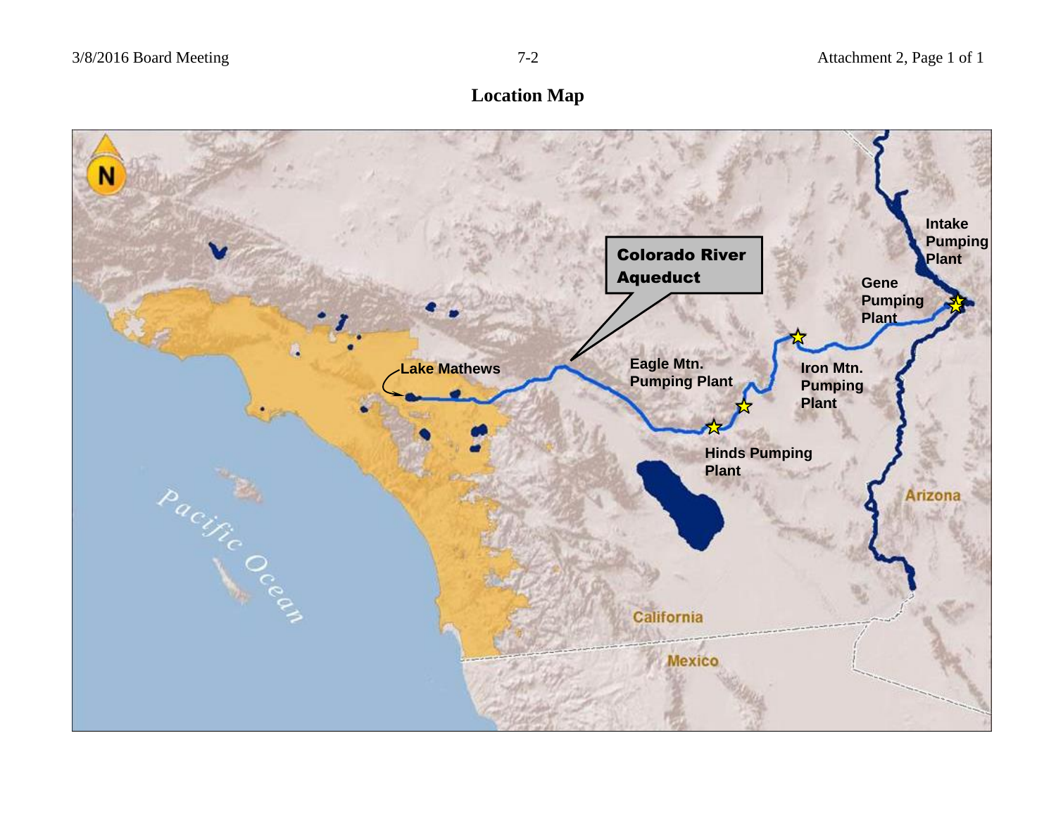## Location Map

N

Colorado River Aqueduct

Intake Pumping Plant

Gene Pumping Plant

Iron Mtn. Pumping Plant

Eagle Mtn. Pumping Plant

Hinds Pumping Plant

Lake Mathews

Pacific Ocean

California

Arizona

Mexico